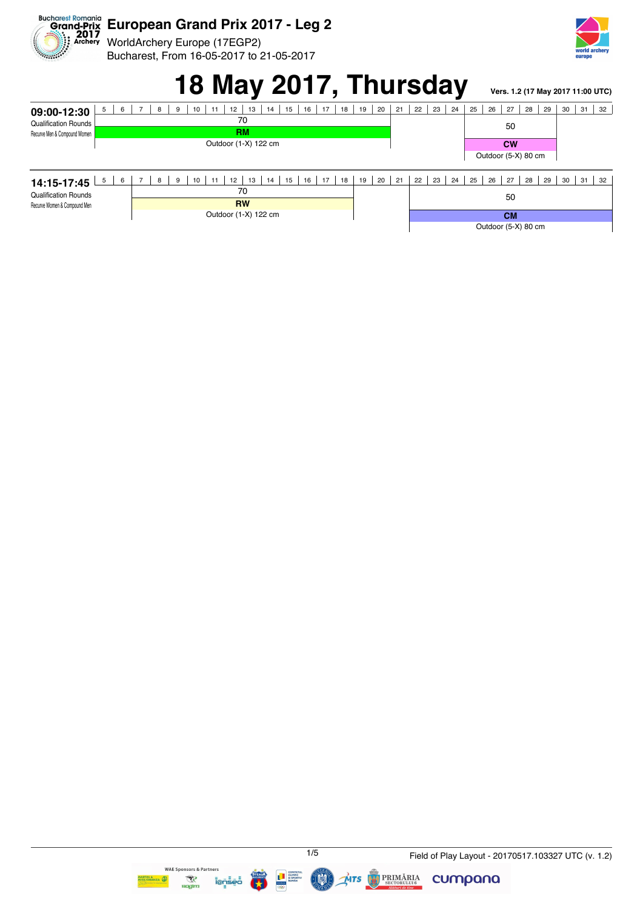# European Grand Prix 2017 - Leg 2

WorldArchery Europe (17EGP2)

Bucharest, From 16-05-2017 to 21-05-2017

# 18 May 2017, Thursday

**Vers. 1.2 (17 May 2017 11:00 UTC)**

## 09:00-12:30

Qualification Rounds

Recurve Men & Compound Women

| Targets | Distance | Category | Target face |
|---|---|---|---|
| 5-20 | 70 | **RM** | Outdoor (1-X) 122 cm |
| 25-29 | 50 | **CW** | Outdoor (5-X) 80 cm |

## 14:15-17:45

Qualification Rounds

Recurve Women & Compound Men

| Targets | Distance | Category | Target face |
|---|---|---|---|
| 7-18 | 70 | **RW** | Outdoor (1-X) 122 cm |
| 22-32 | 50 | **CM** | Outdoor (5-X) 80 cm |

Field of Play Layout - 20170517.103327 UTC (v. 1.2)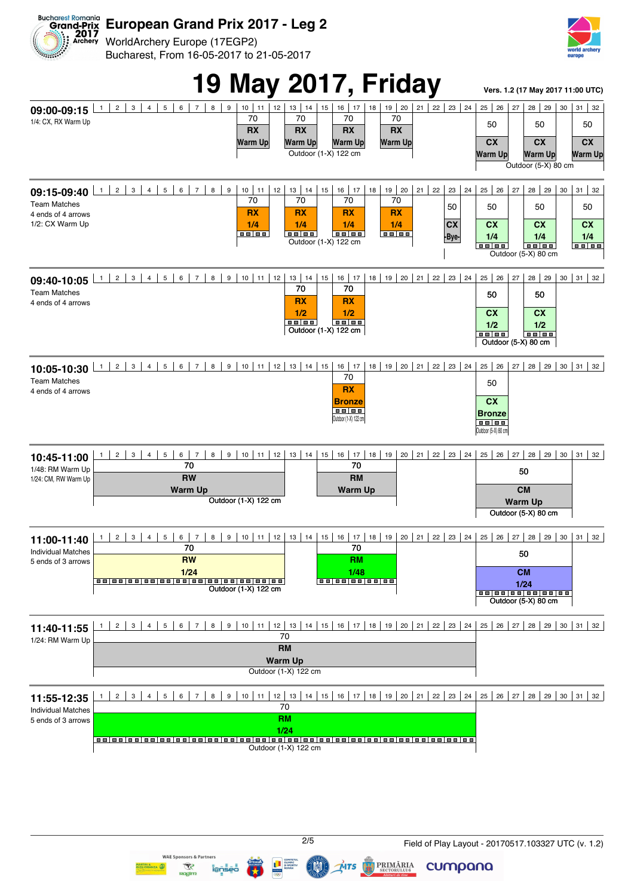European Grand Prix 2017 - Leg 2

WorldArchery Europe (17EGP2)

Bucharest, From 16-05-2017 to 21-05-2017

# 19 May 2017, Friday

Vers. 1.2 (17 May 2017 11:00 UTC)

## 09:00-09:15
1/4: CX, RX Warm Up

| Targets | Distance | Category | Phase | Face |
|---|---|---|---|---|
| 10-11 | 70 | RX | Warm Up | Outdoor (1-X) 122 cm |
| 13-14 | 70 | RX | Warm Up | Outdoor (1-X) 122 cm |
| 16-17 | 70 | RX | Warm Up | Outdoor (1-X) 122 cm |
| 19-20 | 70 | RX | Warm Up | Outdoor (1-X) 122 cm |
| 25-26 | 50 | CX | Warm Up | Outdoor (5-X) 80 cm |
| 28-29 | 50 | CX | Warm Up | Outdoor (5-X) 80 cm |
| 31-32 | 50 | CX | Warm Up | Outdoor (5-X) 80 cm |

## 09:15-09:40
Team Matches
4 ends of 4 arrows
1/2: CX Warm Up

| Targets | Distance | Category | Phase | Face |
|---|---|---|---|---|
| 10-11 | 70 | RX | 1/4 | Outdoor (1-X) 122 cm |
| 13-14 | 70 | RX | 1/4 | Outdoor (1-X) 122 cm |
| 16-17 | 70 | RX | 1/4 | Outdoor (1-X) 122 cm |
| 19-20 | 70 | RX | 1/4 | Outdoor (1-X) 122 cm |
| 23 | 50 | CX | -Bye- | Outdoor (5-X) 80 cm |
| 25-26 | 50 | CX | 1/4 | Outdoor (5-X) 80 cm |
| 28-29 | 50 | CX | 1/4 | Outdoor (5-X) 80 cm |
| 31-32 | 50 | CX | 1/4 | Outdoor (5-X) 80 cm |

## 09:40-10:05
Team Matches
4 ends of 4 arrows

| Targets | Distance | Category | Phase | Face |
|---|---|---|---|---|
| 13-14 | 70 | RX | 1/2 | Outdoor (1-X) 122 cm |
| 16-17 | 70 | RX | 1/2 | Outdoor (1-X) 122 cm |
| 25-26 | 50 | CX | 1/2 | Outdoor (5-X) 80 cm |
| 28-29 | 50 | CX | 1/2 | Outdoor (5-X) 80 cm |

## 10:05-10:30
Team Matches
4 ends of 4 arrows

| Targets | Distance | Category | Phase | Face |
|---|---|---|---|---|
| 16-17 | 70 | RX | Bronze | Outdoor (1-X) 122 cm |
| 25-26 | 50 | CX | Bronze | Outdoor (5-X) 80 cm |

## 10:45-11:00
1/48: RM Warm Up
1/24: CM, RW Warm Up

| Targets | Distance | Category | Phase | Face |
|---|---|---|---|---|
| 1-12 | 70 | RW | Warm Up | Outdoor (1-X) 122 cm |
| 15-18 | 70 | RM | Warm Up | Outdoor (1-X) 122 cm |
| 25-30 | 50 | CM | Warm Up | Outdoor (5-X) 80 cm |

## 11:00-11:40
Individual Matches
5 ends of 3 arrows

| Targets | Distance | Category | Phase | Face |
|---|---|---|---|---|
| 1-12 | 70 | RW | 1/24 | Outdoor (1-X) 122 cm |
| 15-18 | 70 | RM | 1/48 | Outdoor (1-X) 122 cm |
| 25-30 | 50 | CM | 1/24 | Outdoor (5-X) 80 cm |

## 11:40-11:55
1/24: RM Warm Up

| Targets | Distance | Category | Phase | Face |
|---|---|---|---|---|
| 1-24 | 70 | RM | Warm Up | Outdoor (1-X) 122 cm |

## 11:55-12:35
Individual Matches
5 ends of 3 arrows

| Targets | Distance | Category | Phase | Face |
|---|---|---|---|---|
| 1-24 | 70 | RM | 1/24 | Outdoor (1-X) 122 cm |

Field of Play Layout - 20170517.103327 UTC (v. 1.2)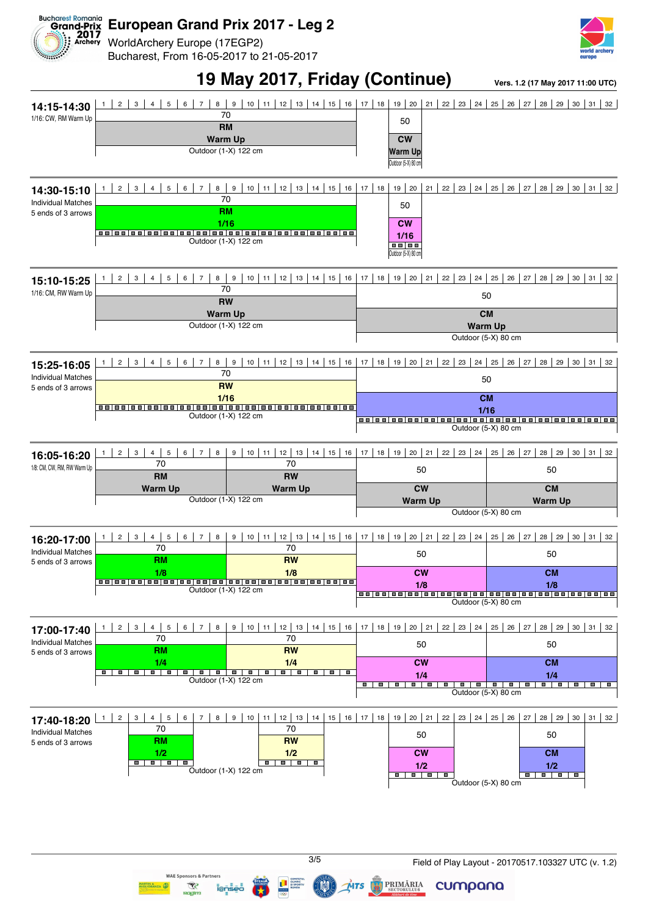# European Grand Prix 2017 - Leg 2

WorldArchery Europe (17EGP2)

Bucharest, From 16-05-2017 to 21-05-2017

## 19 May 2017, Friday (Continue)

Vers. 1.2 (17 May 2017 11:00 UTC)

| Time | Session | Targets 1–16 | Targets 17–32 |
|---|---|---|---|
| 14:15-14:30 | 1/16: CW, RM Warm Up | 70 m – RM Warm Up (targets 1–16) – Outdoor (1-X) 122 cm | 50 m – CW Warm Up (targets 19–20) – Outdoor (5-X) 80 cm |
| 14:30-15:10 | Individual Matches, 5 ends of 3 arrows | 70 m – RM 1/16 (targets 1–16) – Outdoor (1-X) 122 cm | 50 m – CW 1/16 (targets 19–20) – Outdoor (5-X) 80 cm |
| 15:10-15:25 | 1/16: CM, RW Warm Up | 70 m – RW Warm Up (targets 1–16) – Outdoor (1-X) 122 cm | 50 m – CM Warm Up (targets 17–32) – Outdoor (5-X) 80 cm |
| 15:25-16:05 | Individual Matches, 5 ends of 3 arrows | 70 m – RW 1/16 (targets 1–16) – Outdoor (1-X) 122 cm | 50 m – CM 1/16 (targets 17–32) – Outdoor (5-X) 80 cm |
| 16:05-16:20 | 1/8: CM, CW, RM, RW Warm Up | 70 m – RM Warm Up (targets 1–8); 70 m – RW Warm Up (targets 9–16) – Outdoor (1-X) 122 cm | 50 m – CW Warm Up (targets 17–24); 50 m – CM Warm Up (targets 25–32) – Outdoor (5-X) 80 cm |
| 16:20-17:00 | Individual Matches, 5 ends of 3 arrows | 70 m – RM 1/8 (targets 1–8); 70 m – RW 1/8 (targets 9–16) – Outdoor (1-X) 122 cm | 50 m – CW 1/8 (targets 17–24); 50 m – CM 1/8 (targets 25–32) – Outdoor (5-X) 80 cm |
| 17:00-17:40 | Individual Matches, 5 ends of 3 arrows | 70 m – RM 1/4 (targets 1–8); 70 m – RW 1/4 (targets 9–16) – Outdoor (1-X) 122 cm | 50 m – CW 1/4 (targets 17–24); 50 m – CM 1/4 (targets 25–32) – Outdoor (5-X) 80 cm |
| 17:40-18:20 | Individual Matches, 5 ends of 3 arrows | 70 m – RM 1/2 (targets 3–6); 70 m – RW 1/2 (targets 11–14) – Outdoor (1-X) 122 cm | 50 m – CW 1/2 (targets 19–22); 50 m – CM 1/2 (targets 27–30) – Outdoor (5-X) 80 cm |

Field of Play Layout - 20170517.103327 UTC (v. 1.2)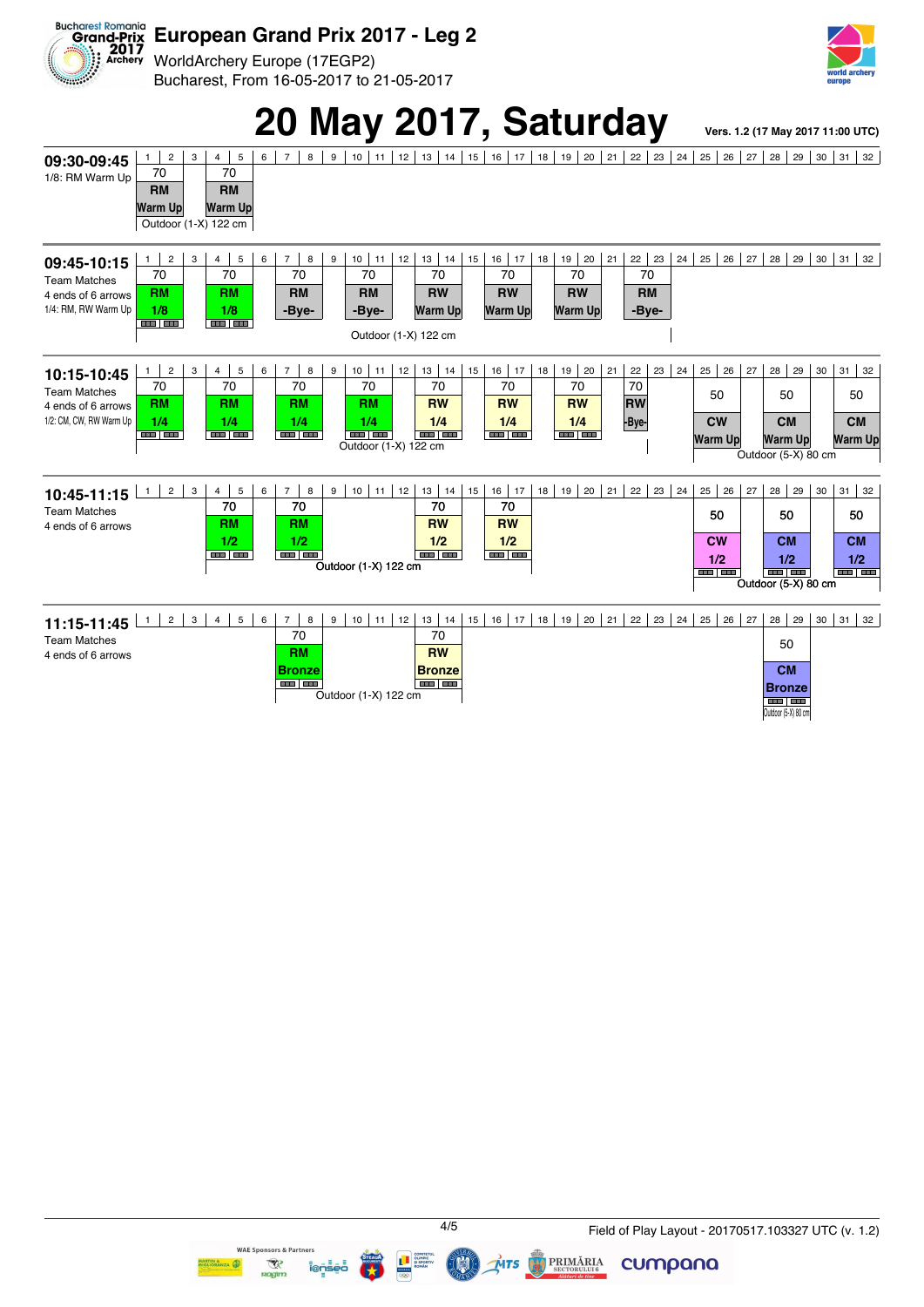# European Grand Prix 2017 - Leg 2

WorldArchery Europe (17EGP2)

Bucharest, From 16-05-2017 to 21-05-2017

## 20 May 2017, Saturday

Vers. 1.2 (17 May 2017 11:00 UTC)

### 09:30-09:45

1/8: RM Warm Up

| Targets | 1-2 | 4-5 |
|---|---|---|
| Distance | 70 | 70 |
| Category | RM | RM |
| Phase | Warm Up | Warm Up |

Outdoor (1-X) 122 cm

### 09:45-10:15

Team Matches
4 ends of 6 arrows
1/4: RM, RW Warm Up

| Targets | 1-2 | 4-5 | 7-8 | 10-11 | 13-14 | 16-17 | 19-20 | 22-23 |
|---|---|---|---|---|---|---|---|---|
| Distance | 70 | 70 | 70 | 70 | 70 | 70 | 70 | 70 |
| Category | RM | RM | RM | RM | RW | RW | RW | RM |
| Phase | 1/8 | 1/8 | -Bye- | -Bye- | Warm Up | Warm Up | Warm Up | -Bye- |

Outdoor (1-X) 122 cm

### 10:15-10:45

Team Matches
4 ends of 6 arrows
1/2: CM, CW, RW Warm Up

| Targets | 1-2 | 4-5 | 7-8 | 10-11 | 13-14 | 16-17 | 19-20 | 22 | 25-26 | 28-29 | 31-32 |
|---|---|---|---|---|---|---|---|---|---|---|---|
| Distance | 70 | 70 | 70 | 70 | 70 | 70 | 70 | 70 | 50 | 50 | 50 |
| Category | RM | RM | RM | RM | RW | RW | RW | RW | CW | CM | CM |
| Phase | 1/4 | 1/4 | 1/4 | 1/4 | 1/4 | 1/4 | 1/4 | -Bye- | Warm Up | Warm Up | Warm Up |

Outdoor (1-X) 122 cm — Outdoor (5-X) 80 cm

### 10:45-11:15

Team Matches
4 ends of 6 arrows

| Targets | 4-5 | 7-8 | 13-14 | 16-17 | 25-26 | 28-29 | 31-32 |
|---|---|---|---|---|---|---|---|
| Distance | 70 | 70 | 70 | 70 | 50 | 50 | 50 |
| Category | RM | RM | RW | RW | CW | CM | CM |
| Phase | 1/2 | 1/2 | 1/2 | 1/2 | 1/2 | 1/2 | 1/2 |

Outdoor (1-X) 122 cm — Outdoor (5-X) 80 cm

### 11:15-11:45

Team Matches
4 ends of 6 arrows

| Targets | 7-8 | 13-14 | 28-29 |
|---|---|---|---|
| Distance | 70 | 70 | 50 |
| Category | RM | RW | CM |
| Phase | Bronze | Bronze | Bronze |

Outdoor (1-X) 122 cm — Outdoor (5-X) 80 cm

Field of Play Layout - 20170517.103327 UTC (v. 1.2)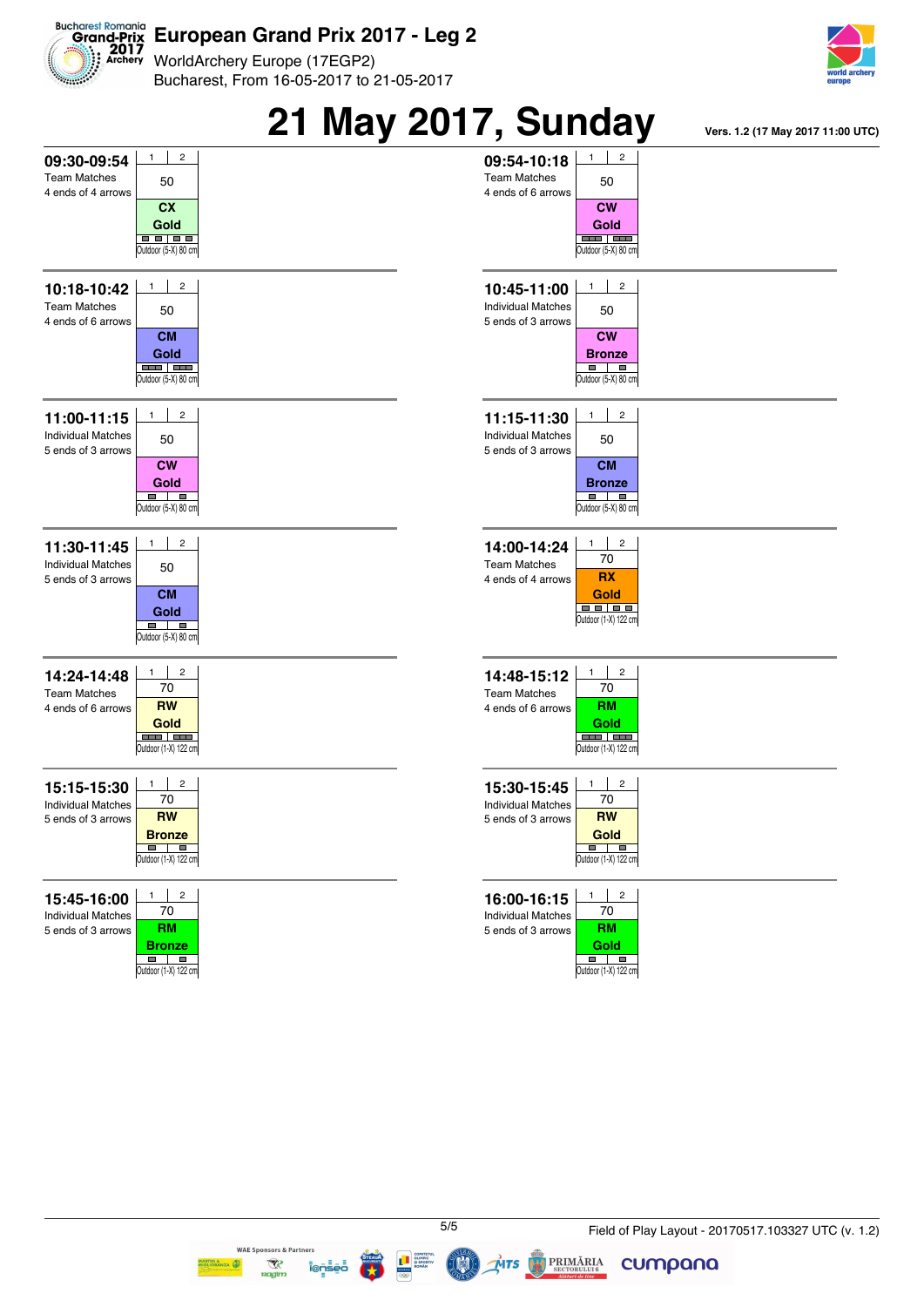# European Grand Prix 2017 - Leg 2

WorldArchery Europe (17EGP2)

Bucharest, From 16-05-2017 to 21-05-2017

# 21 May 2017, Sunday

Vers. 1.2 (17 May 2017 11:00 UTC)

| Time | Phase | Format | Targets | Distance | Category | Medal | Target face |
|---|---|---|---|---|---|---|---|
| 09:30-09:54 | Team Matches | 4 ends of 4 arrows | 1, 2 | 50 | CX | Gold | Outdoor (5-X) 80 cm |
| 09:54-10:18 | Team Matches | 4 ends of 6 arrows | 1, 2 | 50 | CW | Gold | Outdoor (5-X) 80 cm |
| 10:18-10:42 | Team Matches | 4 ends of 6 arrows | 1, 2 | 50 | CM | Gold | Outdoor (5-X) 80 cm |
| 10:45-11:00 | Individual Matches | 5 ends of 3 arrows | 1, 2 | 50 | CW | Bronze | Outdoor (5-X) 80 cm |
| 11:00-11:15 | Individual Matches | 5 ends of 3 arrows | 1, 2 | 50 | CW | Gold | Outdoor (5-X) 80 cm |
| 11:15-11:30 | Individual Matches | 5 ends of 3 arrows | 1, 2 | 50 | CM | Bronze | Outdoor (5-X) 80 cm |
| 11:30-11:45 | Individual Matches | 5 ends of 3 arrows | 1, 2 | 50 | CM | Gold | Outdoor (5-X) 80 cm |
| 14:00-14:24 | Team Matches | 4 ends of 4 arrows | 1, 2 | 70 | RX | Gold | Outdoor (1-X) 122 cm |
| 14:24-14:48 | Team Matches | 4 ends of 6 arrows | 1, 2 | 70 | RW | Gold | Outdoor (1-X) 122 cm |
| 14:48-15:12 | Team Matches | 4 ends of 6 arrows | 1, 2 | 70 | RM | Gold | Outdoor (1-X) 122 cm |
| 15:15-15:30 | Individual Matches | 5 ends of 3 arrows | 1, 2 | 70 | RW | Bronze | Outdoor (1-X) 122 cm |
| 15:30-15:45 | Individual Matches | 5 ends of 3 arrows | 1, 2 | 70 | RW | Gold | Outdoor (1-X) 122 cm |
| 15:45-16:00 | Individual Matches | 5 ends of 3 arrows | 1, 2 | 70 | RM | Bronze | Outdoor (1-X) 122 cm |
| 16:00-16:15 | Individual Matches | 5 ends of 3 arrows | 1, 2 | 70 | RM | Gold | Outdoor (1-X) 122 cm |

Field of Play Layout - 20170517.103327 UTC (v. 1.2)